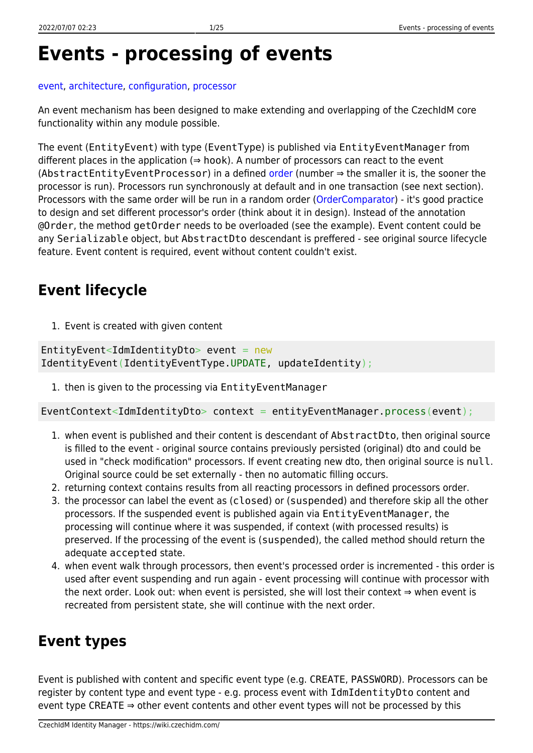# Events - processing of events

event, architecture, configuration, processor

An event mechanism has been designed to make extending and overlapping of the CzechIdM core functionality within any module possible.

The event (`EntityEvent`) with type (`EventType`) is published via `EntityEventManager` from different places in the application (⇒ `hook`). A number of processors can react to the event (`AbstractEntityEventProcessor`) in a defined order (number ⇒ the smaller it is, the sooner the processor is run). Processors run synchronously at default and in one transaction (see next section). Processors with the same order will be run in a random order (OrderComparator) - it's good practice to design and set different processor's order (think about it in design). Instead of the annotation `@Order`, the method `getOrder` needs to be overloaded (see the example). Event content could be any `Serializable` object, but `AbstractDto` descendant is preffered - see original source lifecycle feature. Event content is required, event without content couldn't exist.

## Event lifecycle

1. Event is created with given content

```
EntityEvent<IdmIdentityDto> event = new
IdentityEvent(IdentityEventType.UPDATE, updateIdentity);
```

1. then is given to the processing via `EntityEventManager`

```
EventContext<IdmIdentityDto> context = entityEventManager.process(event);
```

1. when event is published and their content is descendant of `AbstractDto`, then original source is filled to the event - original source contains previously persisted (original) dto and could be used in "check modification" processors. If event creating new dto, then original source is `null`. Original source could be set externally - then no automatic filling occurs.
2. returning context contains results from all reacting processors in defined processors order.
3. the processor can label the event as (`closed`) or (`suspended`) and therefore skip all the other processors. If the suspended event is published again via `EntityEventManager`, the processing will continue where it was suspended, if context (with processed results) is preserved. If the processing of the event is (`suspended`), the called method should return the adequate `accepted` state.
4. when event walk through processors, then event's processed order is incremented - this order is used after event suspending and run again - event processing will continue with processor with the next order. Look out: when event is persisted, she will lost their context ⇒ when event is recreated from persistent state, she will continue with the next order.

## Event types

Event is published with content and specific event type (e.g. CREATE, PASSWORD). Processors can be register by content type and event type - e.g. process event with `IdmIdentityDto` content and event type CREATE ⇒ other event contents and other event types will not be processed by this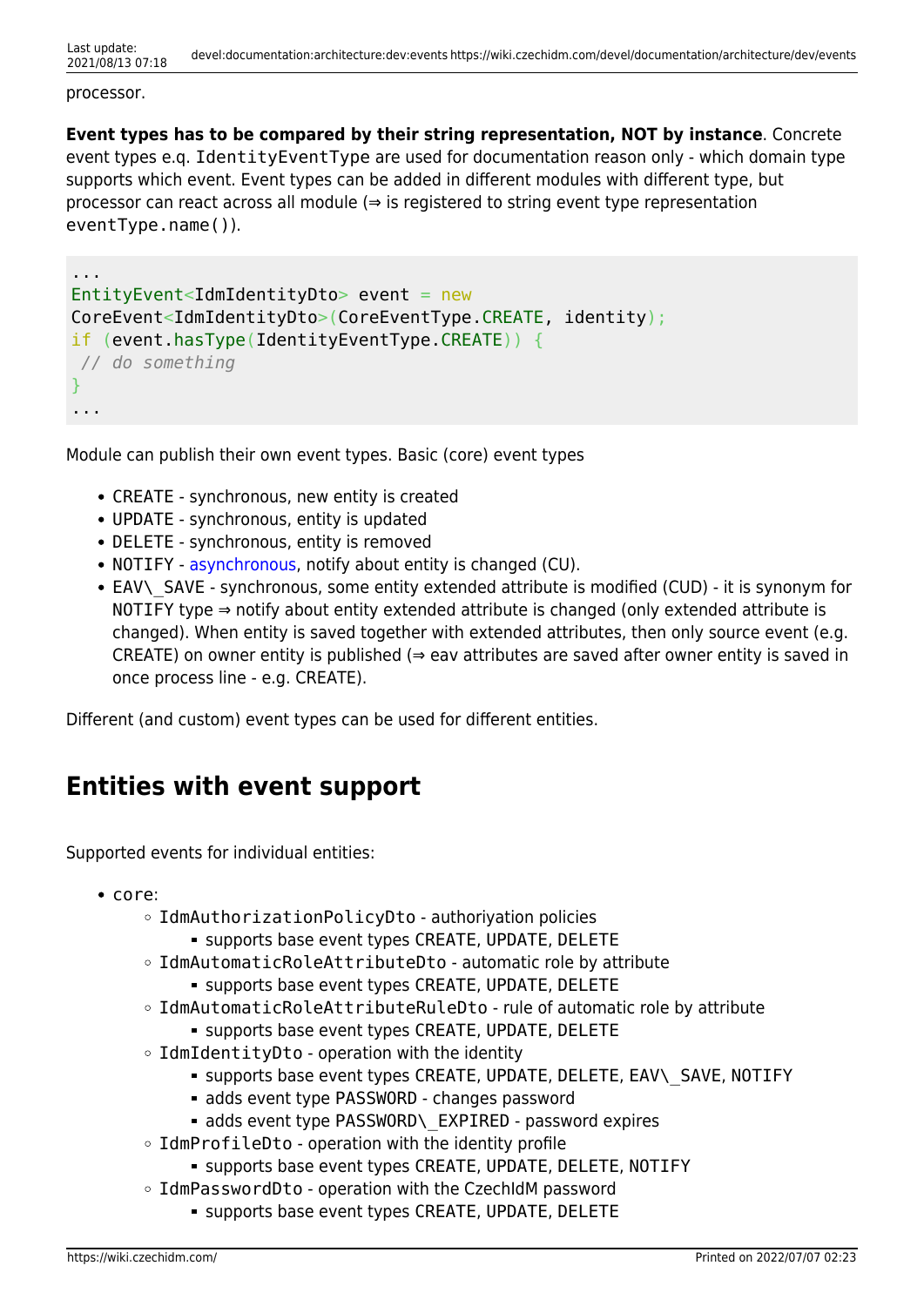processor.

**Event types has to be compared by their string representation, NOT by instance**. Concrete event types e.q. `IdentityEventType` are used for documentation reason only - which domain type supports which event. Event types can be added in different modules with different type, but processor can react across all module (⇒ is registered to string event type representation `eventType.name()`).

```
...
EntityEvent<IdmIdentityDto> event = new
CoreEvent<IdmIdentityDto>(CoreEventType.CREATE, identity);
if (event.hasType(IdentityEventType.CREATE)) {
 // do something
}
...
```

Module can publish their own event types. Basic (core) event types

- `CREATE` - synchronous, new entity is created
- `UPDATE` - synchronous, entity is updated
- `DELETE` - synchronous, entity is removed
- `NOTIFY` - asynchronous, notify about entity is changed (CU).
- `EAV\_SAVE` - synchronous, some entity extended attribute is modified (CUD) - it is synonym for `NOTIFY` type ⇒ notify about entity extended attribute is changed (only extended attribute is changed). When entity is saved together with extended attributes, then only source event (e.g. CREATE) on owner entity is published (⇒ eav attributes are saved after owner entity is saved in once process line - e.g. CREATE).

Different (and custom) event types can be used for different entities.

## Entities with event support

Supported events for individual entities:

- `core`:
  - `IdmAuthorizationPolicyDto` - authoriyation policies
    - supports base event types `CREATE`, `UPDATE`, `DELETE`
  - `IdmAutomaticRoleAttributeDto` - automatic role by attribute
    - supports base event types `CREATE`, `UPDATE`, `DELETE`
  - `IdmAutomaticRoleAttributeRuleDto` - rule of automatic role by attribute
    - supports base event types `CREATE`, `UPDATE`, `DELETE`
  - `IdmIdentityDto` - operation with the identity
    - supports base event types `CREATE`, `UPDATE`, `DELETE`, `EAV\_SAVE`, `NOTIFY`
    - adds event type `PASSWORD` - changes password
    - adds event type `PASSWORD\_EXPIRED` - password expires
  - `IdmProfileDto` - operation with the identity profile
    - supports base event types `CREATE`, `UPDATE`, `DELETE`, `NOTIFY`
  - `IdmPasswordDto` - operation with the CzechIdM password
    - supports base event types `CREATE`, `UPDATE`, `DELETE`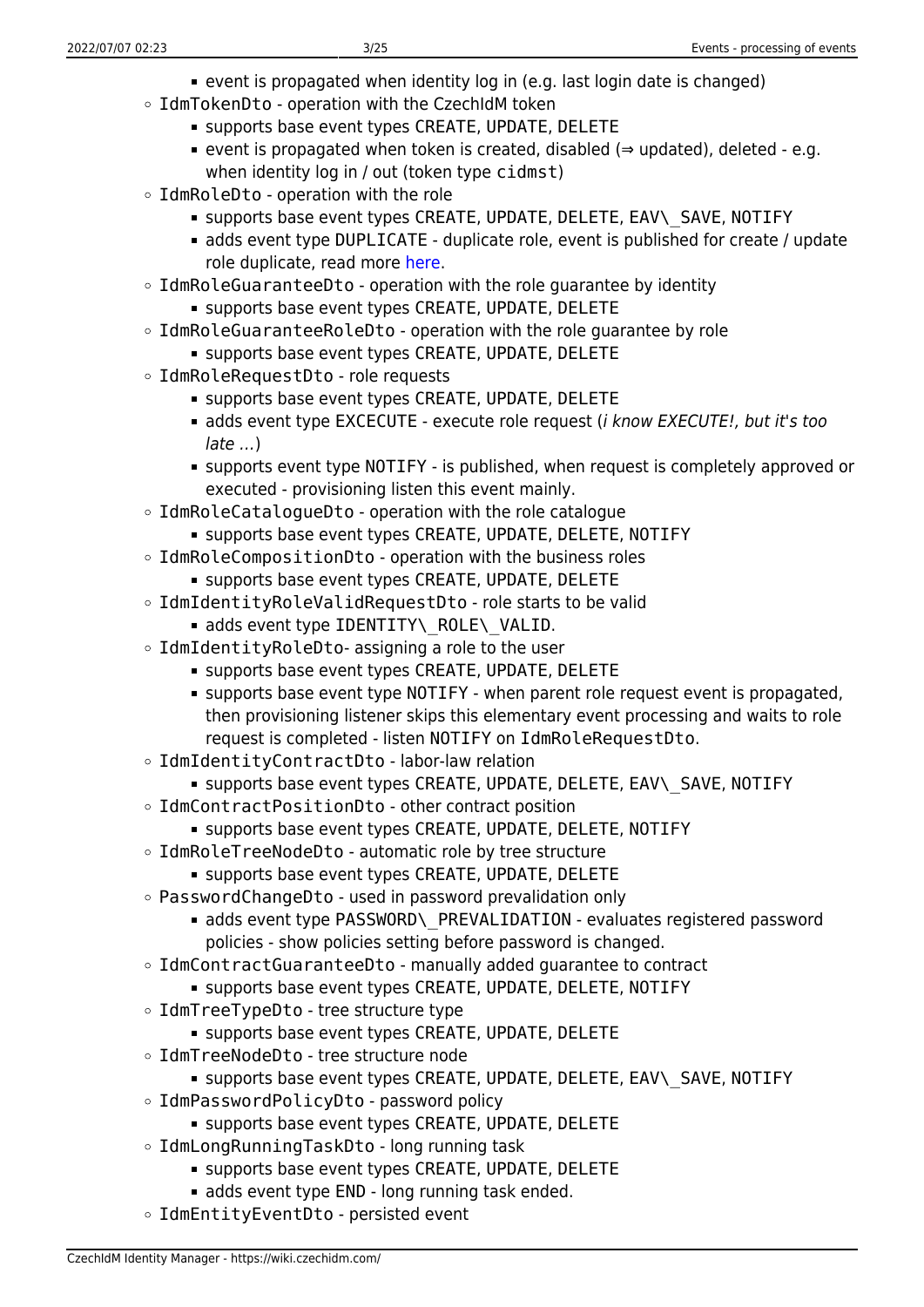- event is propagated when identity log in (e.g. last login date is changed)
- `IdmTokenDto` - operation with the CzechIdM token
    - supports base event types `CREATE`, `UPDATE`, `DELETE`
    - event is propagated when token is created, disabled (⇒ updated), deleted - e.g. when identity log in / out (token type `cidmst`)
- `IdmRoleDto` - operation with the role
    - supports base event types `CREATE`, `UPDATE`, `DELETE`, `EAV_SAVE`, `NOTIFY`
    - adds event type `DUPLICATE` - duplicate role, event is published for create / update role duplicate, read more here.
- `IdmRoleGuaranteeDto` - operation with the role guarantee by identity
    - supports base event types `CREATE`, `UPDATE`, `DELETE`
- `IdmRoleGuaranteeRoleDto` - operation with the role guarantee by role
    - supports base event types `CREATE`, `UPDATE`, `DELETE`
- `IdmRoleRequestDto` - role requests
    - supports base event types `CREATE`, `UPDATE`, `DELETE`
    - adds event type `EXCECUTE` - execute role request (*i know EXECUTE!, but it's too late …*)
    - supports event type `NOTIFY` - is published, when request is completely approved or executed - provisioning listen this event mainly.
- `IdmRoleCatalogueDto` - operation with the role catalogue
    - supports base event types `CREATE`, `UPDATE`, `DELETE`, `NOTIFY`
- `IdmRoleCompositionDto` - operation with the business roles
    - supports base event types `CREATE`, `UPDATE`, `DELETE`
- `IdmIdentityRoleValidRequestDto` - role starts to be valid
    - adds event type `IDENTITY_ROLE_VALID`.
- `IdmIdentityRoleDto`- assigning a role to the user
    - supports base event types `CREATE`, `UPDATE`, `DELETE`
    - supports base event type `NOTIFY` - when parent role request event is propagated, then provisioning listener skips this elementary event processing and waits to role request is completed - listen `NOTIFY` on `IdmRoleRequestDto`.
- `IdmIdentityContractDto` - labor-law relation
    - supports base event types `CREATE`, `UPDATE`, `DELETE`, `EAV_SAVE`, `NOTIFY`
- `IdmContractPositionDto` - other contract position
    - supports base event types `CREATE`, `UPDATE`, `DELETE`, `NOTIFY`
- `IdmRoleTreeNodeDto` - automatic role by tree structure
    - supports base event types `CREATE`, `UPDATE`, `DELETE`
- `PasswordChangeDto` - used in password prevalidation only
    - adds event type `PASSWORD_PREVALIDATION` - evaluates registered password policies - show policies setting before password is changed.
- `IdmContractGuaranteeDto` - manually added guarantee to contract
    - supports base event types `CREATE`, `UPDATE`, `DELETE`, `NOTIFY`
- `IdmTreeTypeDto` - tree structure type
    - supports base event types `CREATE`, `UPDATE`, `DELETE`
- `IdmTreeNodeDto` - tree structure node
    - supports base event types `CREATE`, `UPDATE`, `DELETE`, `EAV_SAVE`, `NOTIFY`
- `IdmPasswordPolicyDto` - password policy
    - supports base event types `CREATE`, `UPDATE`, `DELETE`
- `IdmLongRunningTaskDto` - long running task
    - supports base event types `CREATE`, `UPDATE`, `DELETE`
    - adds event type `END` - long running task ended.
- `IdmEntityEventDto` - persisted event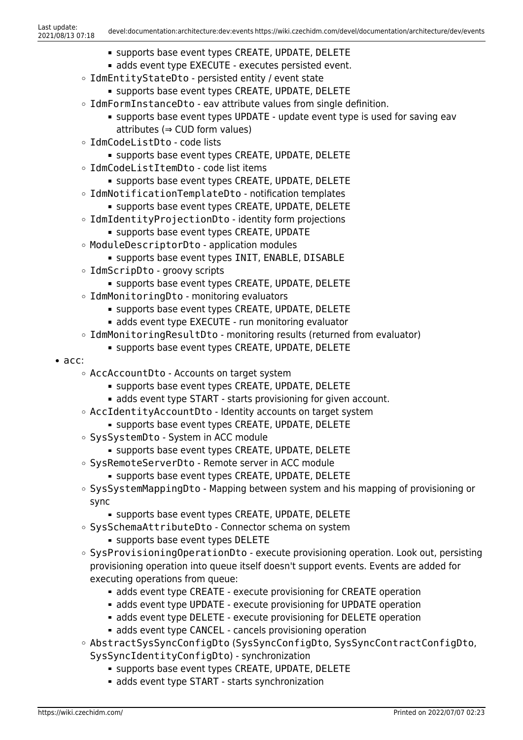- supports base event types CREATE, UPDATE, DELETE
        - adds event type EXECUTE - executes persisted event.
    - `IdmEntityStateDto` - persisted entity / event state
        - supports base event types CREATE, UPDATE, DELETE
    - `IdmFormInstanceDto` - eav attribute values from single definition.
        - supports base event types UPDATE - update event type is used for saving eav attributes (⇒ CUD form values)
    - `IdmCodeListDto` - code lists
        - supports base event types CREATE, UPDATE, DELETE
    - `IdmCodeListItemDto` - code list items
        - supports base event types CREATE, UPDATE, DELETE
    - `IdmNotificationTemplateDto` - notification templates
        - supports base event types CREATE, UPDATE, DELETE
    - `IdmIdentityProjectionDto` - identity form projections
        - supports base event types CREATE, UPDATE
    - `ModuleDescriptorDto` - application modules
        - supports base event types INIT, ENABLE, DISABLE
    - `IdmScripDto` - groovy scripts
        - supports base event types CREATE, UPDATE, DELETE
    - `IdmMonitoringDto` - monitoring evaluators
        - supports base event types CREATE, UPDATE, DELETE
        - adds event type EXECUTE - run monitoring evaluator
    - `IdmMonitoringResultDto` - monitoring results (returned from evaluator)
        - supports base event types CREATE, UPDATE, DELETE
- `acc`:
    - `AccAccountDto` - Accounts on target system
        - supports base event types CREATE, UPDATE, DELETE
        - adds event type START - starts provisioning for given account.
    - `AccIdentityAccountDto` - Identity accounts on target system
        - supports base event types CREATE, UPDATE, DELETE
    - `SysSystemDto` - System in ACC module
        - supports base event types CREATE, UPDATE, DELETE
    - `SysRemoteServerDto` - Remote server in ACC module
        - supports base event types CREATE, UPDATE, DELETE
    - `SysSystemMappingDto` - Mapping between system and his mapping of provisioning or sync
        - supports base event types CREATE, UPDATE, DELETE
    - `SysSchemaAttributeDto` - Connector schema on system
        - supports base event types DELETE
    - `SysProvisioningOperationDto` - execute provisioning operation. Look out, persisting provisioning operation into queue itself doesn't support events. Events are added for executing operations from queue:
        - adds event type CREATE - execute provisioning for CREATE operation
        - adds event type UPDATE - execute provisioning for UPDATE operation
        - adds event type DELETE - execute provisioning for DELETE operation
        - adds event type CANCEL - cancels provisioning operation
    - `AbstractSysSyncConfigDto` (`SysSyncConfigDto`, `SysSyncContractConfigDto`, `SysSyncIdentityConfigDto`) - synchronization
        - supports base event types CREATE, UPDATE, DELETE
        - adds event type START - starts synchronization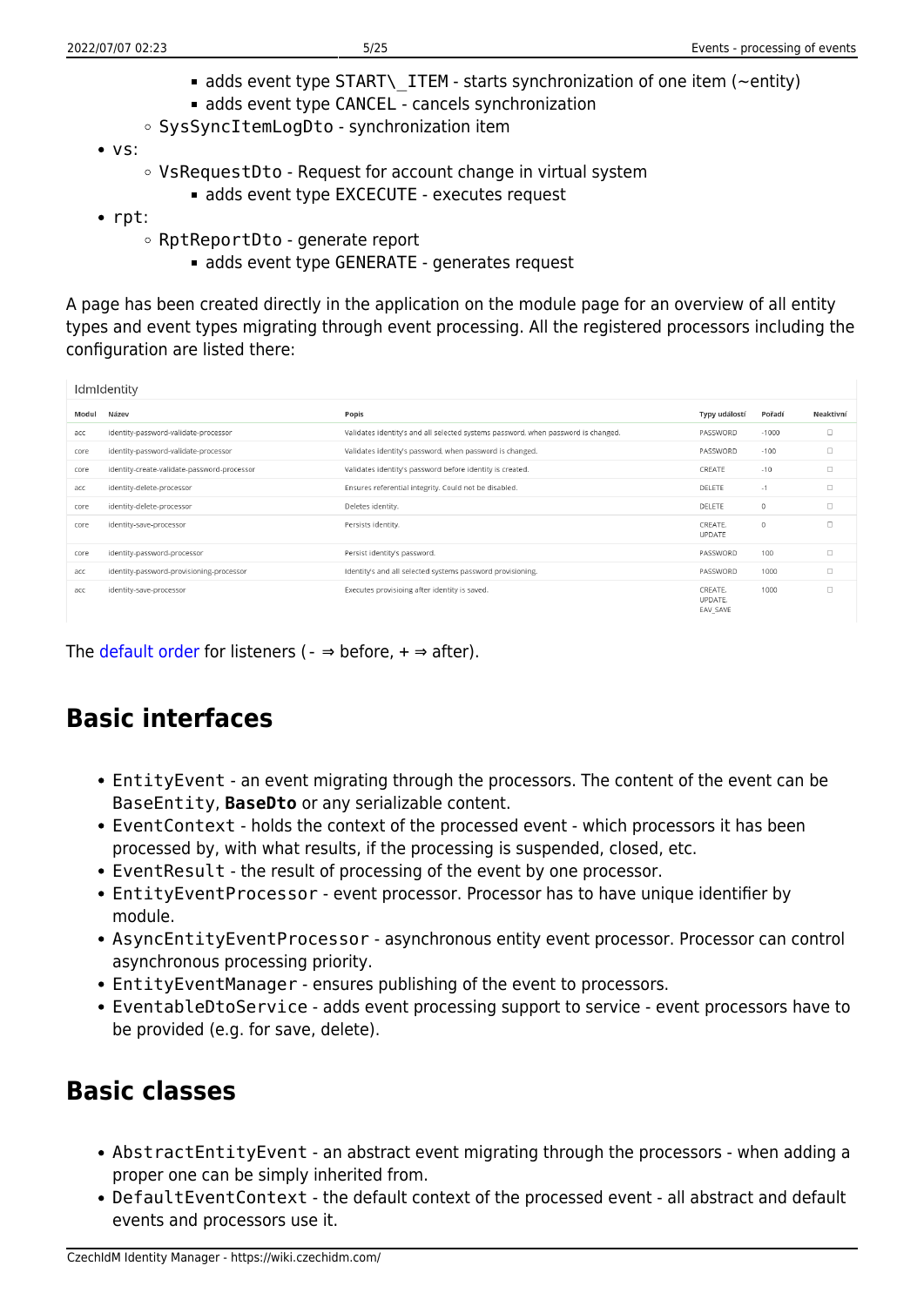- adds event type START\_ITEM - starts synchronization of one item (~entity)
        - adds event type CANCEL - cancels synchronization
    - SysSyncItemLogDto - synchronization item
- vs:
    - VsRequestDto - Request for account change in virtual system
        - adds event type EXCECUTE - executes request
- rpt:
    - RptReportDto - generate report
        - adds event type GENERATE - generates request

A page has been created directly in the application on the module page for an overview of all entity types and event types migrating through event processing. All the registered processors including the configuration are listed there:

IdmIdentity

| Modul | Název | Popis | Typy událostí | Pořadí | Neaktivní |
|---|---|---|---|---|---|
| acc | identity-password-validate-processor | Validates identity's and all selected systems password, when password is changed. | PASSWORD | -1000 | ☐ |
| core | identity-password-validate-processor | Validates identity's password, when password is changed. | PASSWORD | -100 | ☐ |
| core | identity-create-validate-password-processor | Validates identity's password before identity is created. | CREATE | -10 | ☐ |
| acc | identity-delete-processor | Ensures referential integrity. Could not be disabled. | DELETE | -1 | ☐ |
| core | identity-delete-processor | Deletes identity. | DELETE | 0 | ☐ |
| core | identity-save-processor | Persists identity. | CREATE, UPDATE | 0 | ☐ |
| core | identity-password-processor | Persist identity's password. | PASSWORD | 100 | ☐ |
| acc | identity-password-provisioning-processor | Identity's and all selected systems password provisioning. | PASSWORD | 1000 | ☐ |
| acc | identity-save-processor | Executes provisioing after identity is saved. | CREATE, UPDATE, EAV_SAVE | 1000 | ☐ |

The default order for listeners (- ⇒ before, + ⇒ after).

## Basic interfaces

- EntityEvent - an event migrating through the processors. The content of the event can be BaseEntity, **BaseDto** or any serializable content.
- EventContext - holds the context of the processed event - which processors it has been processed by, with what results, if the processing is suspended, closed, etc.
- EventResult - the result of processing of the event by one processor.
- EntityEventProcessor - event processor. Processor has to have unique identifier by module.
- AsyncEntityEventProcessor - asynchronous entity event processor. Processor can control asynchronous processing priority.
- EntityEventManager - ensures publishing of the event to processors.
- EventableDtoService - adds event processing support to service - event processors have to be provided (e.g. for save, delete).

## Basic classes

- AbstractEntityEvent - an abstract event migrating through the processors - when adding a proper one can be simply inherited from.
- DefaultEventContext - the default context of the processed event - all abstract and default events and processors use it.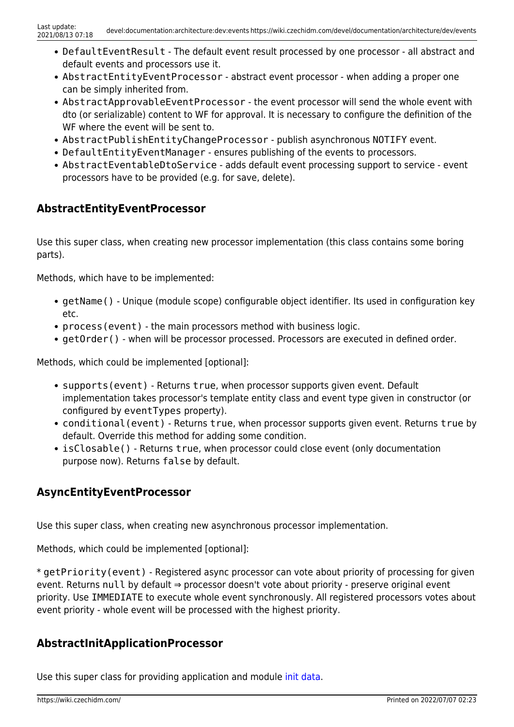- `DefaultEventResult` - The default event result processed by one processor - all abstract and default events and processors use it.
- `AbstractEntityEventProcessor` - abstract event processor - when adding a proper one can be simply inherited from.
- `AbstractApprovableEventProcessor` - the event processor will send the whole event with dto (or serializable) content to WF for approval. It is necessary to configure the definition of the WF where the event will be sent to.
- `AbstractPublishEntityChangeProcessor` - publish asynchronous `NOTIFY` event.
- `DefaultEntityEventManager` - ensures publishing of the events to processors.
- `AbstractEventableDtoService` - adds default event processing support to service - event processors have to be provided (e.g. for save, delete).

### AbstractEntityEventProcessor

Use this super class, when creating new processor implementation (this class contains some boring parts).

Methods, which have to be implemented:

- `getName()` - Unique (module scope) configurable object identifier. Its used in configuration key etc.
- `process(event)` - the main processors method with business logic.
- `getOrder()` - when will be processor processed. Processors are executed in defined order.

Methods, which could be implemented [optional]:

- `supports(event)` - Returns `true`, when processor supports given event. Default implementation takes processor's template entity class and event type given in constructor (or configured by `eventTypes` property).
- `conditional(event)` - Returns `true`, when processor supports given event. Returns `true` by default. Override this method for adding some condition.
- `isClosable()` - Returns `true`, when processor could close event (only documentation purpose now). Returns `false` by default.

### AsyncEntityEventProcessor

Use this super class, when creating new asynchronous processor implementation.

Methods, which could be implemented [optional]:

* `getPriority(event)` - Registered async processor can vote about priority of processing for given event. Returns `null` by default ⇒ processor doesn't vote about priority - preserve original event priority. Use `IMMEDIATE` to execute whole event synchronously. All registered processors votes about event priority - whole event will be processed with the highest priority.

### AbstractInitApplicationProcessor

Use this super class for providing application and module init data.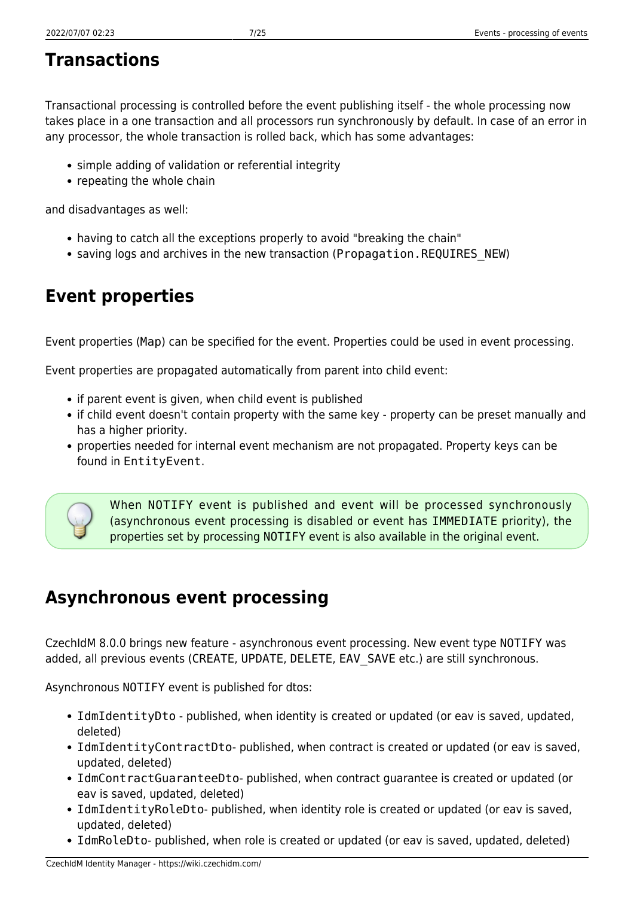## Transactions

Transactional processing is controlled before the event publishing itself - the whole processing now takes place in a one transaction and all processors run synchronously by default. In case of an error in any processor, the whole transaction is rolled back, which has some advantages:

- simple adding of validation or referential integrity
- repeating the whole chain

and disadvantages as well:

- having to catch all the exceptions properly to avoid "breaking the chain"
- saving logs and archives in the new transaction (`Propagation.REQUIRES_NEW`)

## Event properties

Event properties (Map) can be specified for the event. Properties could be used in event processing.

Event properties are propagated automatically from parent into child event:

- if parent event is given, when child event is published
- if child event doesn't contain property with the same key - property can be preset manually and has a higher priority.
- properties needed for internal event mechanism are not propagated. Property keys can be found in `EntityEvent`.

> When NOTIFY event is published and event will be processed synchronously (asynchronous event processing is disabled or event has `IMMEDIATE` priority), the properties set by processing NOTIFY event is also available in the original event.

## Asynchronous event processing

CzechIdM 8.0.0 brings new feature - asynchronous event processing. New event type NOTIFY was added, all previous events (CREATE, UPDATE, DELETE, EAV_SAVE etc.) are still synchronous.

Asynchronous NOTIFY event is published for dtos:

- `IdmIdentityDto` - published, when identity is created or updated (or eav is saved, updated, deleted)
- `IdmIdentityContractDto`- published, when contract is created or updated (or eav is saved, updated, deleted)
- `IdmContractGuaranteeDto`- published, when contract guarantee is created or updated (or eav is saved, updated, deleted)
- `IdmIdentityRoleDto`- published, when identity role is created or updated (or eav is saved, updated, deleted)
- `IdmRoleDto`- published, when role is created or updated (or eav is saved, updated, deleted)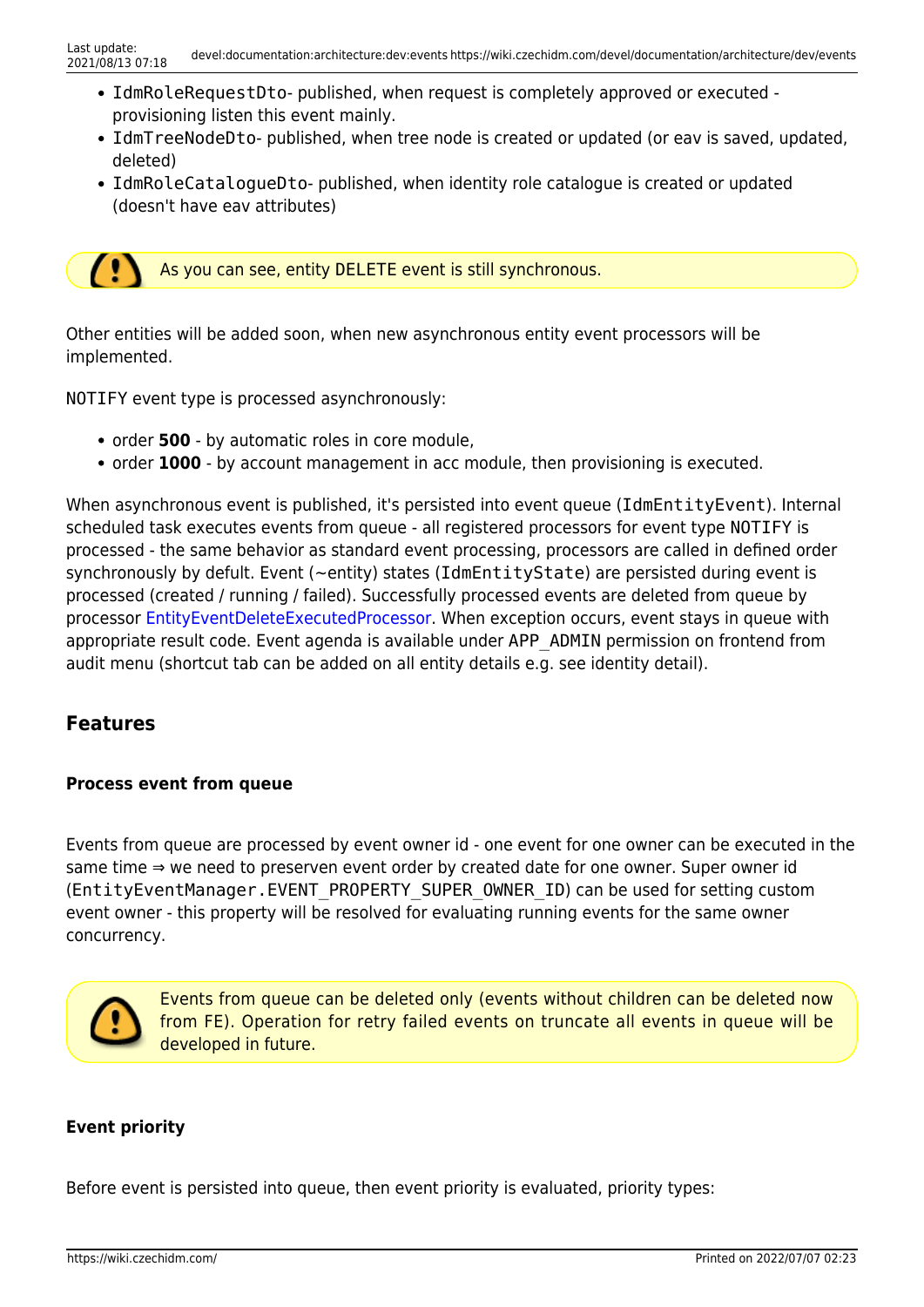- `IdmRoleRequestDto`- published, when request is completely approved or executed - provisioning listen this event mainly.
- `IdmTreeNodeDto`- published, when tree node is created or updated (or eav is saved, updated, deleted)
- `IdmRoleCatalogueDto`- published, when identity role catalogue is created or updated (doesn't have eav attributes)

> As you can see, entity `DELETE` event is still synchronous.

Other entities will be added soon, when new asynchronous entity event processors will be implemented.

`NOTIFY` event type is processed asynchronously:

- order **500** - by automatic roles in core module,
- order **1000** - by account management in acc module, then provisioning is executed.

When asynchronous event is published, it's persisted into event queue (`IdmEntityEvent`). Internal scheduled task executes events from queue - all registered processors for event type `NOTIFY` is processed - the same behavior as standard event processing, processors are called in defined order synchronously by defult. Event (~entity) states (`IdmEntityState`) are persisted during event is processed (created / running / failed). Successfully processed events are deleted from queue by processor EntityEventDeleteExecutedProcessor. When exception occurs, event stays in queue with appropriate result code. Event agenda is available under `APP_ADMIN` permission on frontend from audit menu (shortcut tab can be added on all entity details e.g. see identity detail).

## Features

#### Process event from queue

Events from queue are processed by event owner id - one event for one owner can be executed in the same time ⇒ we need to preserven event order by created date for one owner. Super owner id (`EntityEventManager.EVENT_PROPERTY_SUPER_OWNER_ID`) can be used for setting custom event owner - this property will be resolved for evaluating running events for the same owner concurrency.

> Events from queue can be deleted only (events without children can be deleted now from FE). Operation for retry failed events on truncate all events in queue will be developed in future.

#### Event priority

Before event is persisted into queue, then event priority is evaluated, priority types: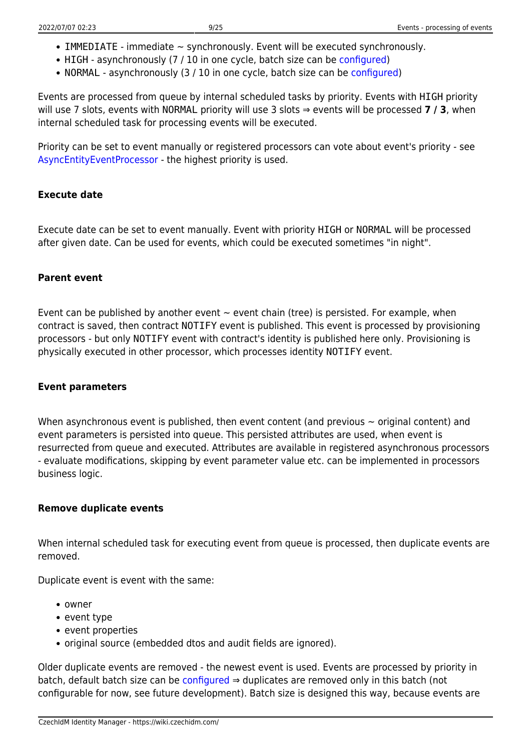- `IMMEDIATE` - immediate ~ synchronously. Event will be executed synchronously.
- `HIGH` - asynchronously (7 / 10 in one cycle, batch size can be configured)
- `NORMAL` - asynchronously (3 / 10 in one cycle, batch size can be configured)

Events are processed from queue by internal scheduled tasks by priority. Events with `HIGH` priority will use 7 slots, events with `NORMAL` priority will use 3 slots ⇒ events will be processed **7 / 3**, when internal scheduled task for processing events will be executed.

Priority can be set to event manually or registered processors can vote about event's priority - see AsyncEntityEventProcessor - the highest priority is used.

#### Execute date

Execute date can be set to event manually. Event with priority `HIGH` or `NORMAL` will be processed after given date. Can be used for events, which could be executed sometimes "in night".

#### Parent event

Event can be published by another event ~ event chain (tree) is persisted. For example, when contract is saved, then contract `NOTIFY` event is published. This event is processed by provisioning processors - but only `NOTIFY` event with contract's identity is published here only. Provisioning is physically executed in other processor, which processes identity `NOTIFY` event.

#### Event parameters

When asynchronous event is published, then event content (and previous ~ original content) and event parameters is persisted into queue. This persisted attributes are used, when event is resurrected from queue and executed. Attributes are available in registered asynchronous processors - evaluate modifications, skipping by event parameter value etc. can be implemented in processors business logic.

#### Remove duplicate events

When internal scheduled task for executing event from queue is processed, then duplicate events are removed.

Duplicate event is event with the same:

- owner
- event type
- event properties
- original source (embedded dtos and audit fields are ignored).

Older duplicate events are removed - the newest event is used. Events are processed by priority in batch, default batch size can be configured ⇒ duplicates are removed only in this batch (not configurable for now, see future development). Batch size is designed this way, because events are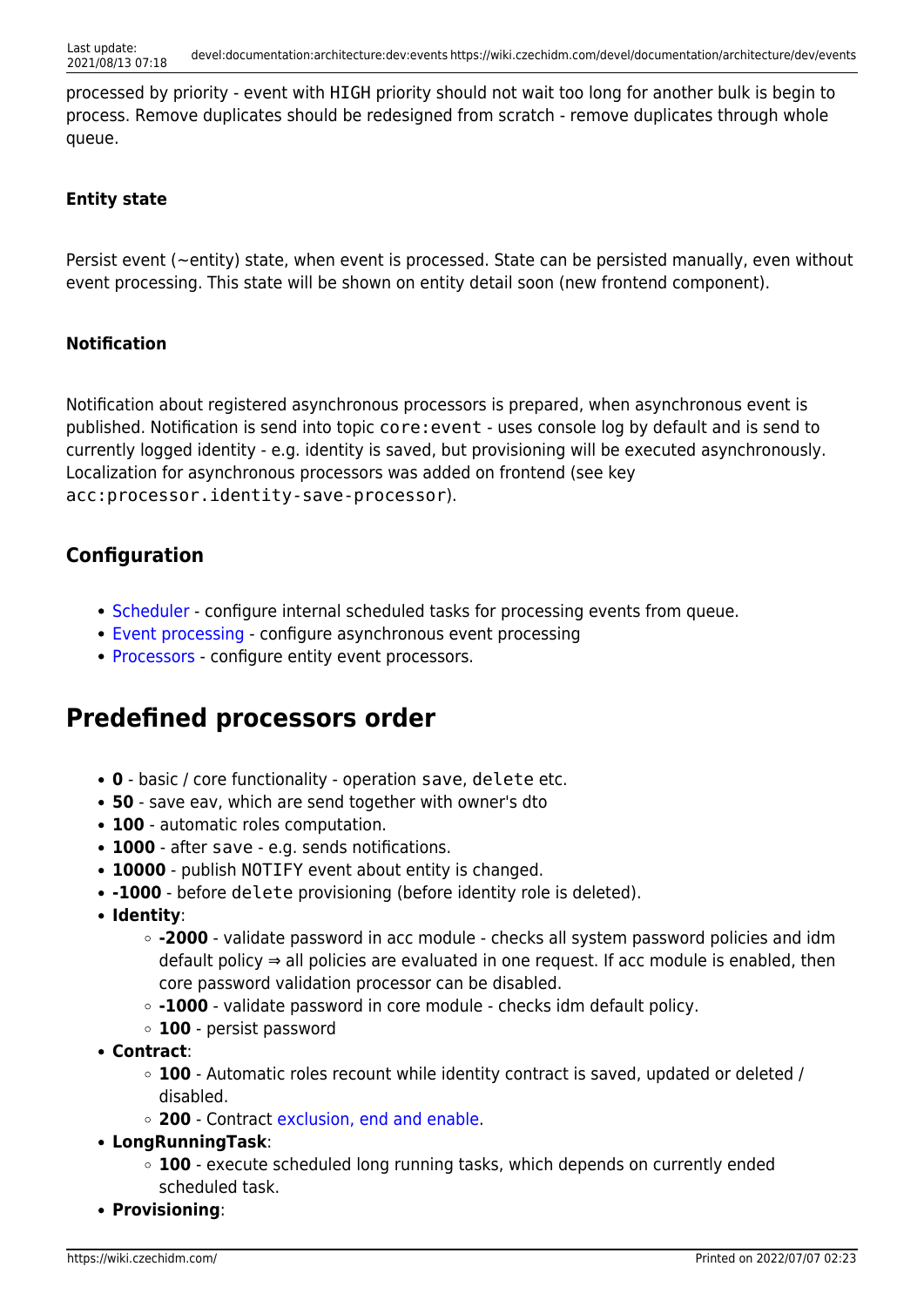processed by priority - event with `HIGH` priority should not wait too long for another bulk is begin to process. Remove duplicates should be redesigned from scratch - remove duplicates through whole queue.

#### Entity state

Persist event (~entity) state, when event is processed. State can be persisted manually, even without event processing. This state will be shown on entity detail soon (new frontend component).

#### Notification

Notification about registered asynchronous processors is prepared, when asynchronous event is published. Notification is send into topic `core:event` - uses console log by default and is send to currently logged identity - e.g. identity is saved, but provisioning will be executed asynchronously. Localization for asynchronous processors was added on frontend (see key `acc:processor.identity-save-processor`).

### Configuration

- Scheduler - configure internal scheduled tasks for processing events from queue.
- Event processing - configure asynchronous event processing
- Processors - configure entity event processors.

## Predefined processors order

- **0** - basic / core functionality - operation `save`, `delete` etc.
- **50** - save eav, which are send together with owner's dto
- **100** - automatic roles computation.
- **1000** - after `save` - e.g. sends notifications.
- **10000** - publish `NOTIFY` event about entity is changed.
- **-1000** - before `delete` provisioning (before identity role is deleted).
- **Identity**:
  - **-2000** - validate password in acc module - checks all system password policies and idm default policy ⇒ all policies are evaluated in one request. If acc module is enabled, then core password validation processor can be disabled.
  - **-1000** - validate password in core module - checks idm default policy.
  - **100** - persist password
- **Contract**:
  - **100** - Automatic roles recount while identity contract is saved, updated or deleted / disabled.
  - **200** - Contract exclusion, end and enable.
- **LongRunningTask**:
  - **100** - execute scheduled long running tasks, which depends on currently ended scheduled task.
- **Provisioning**: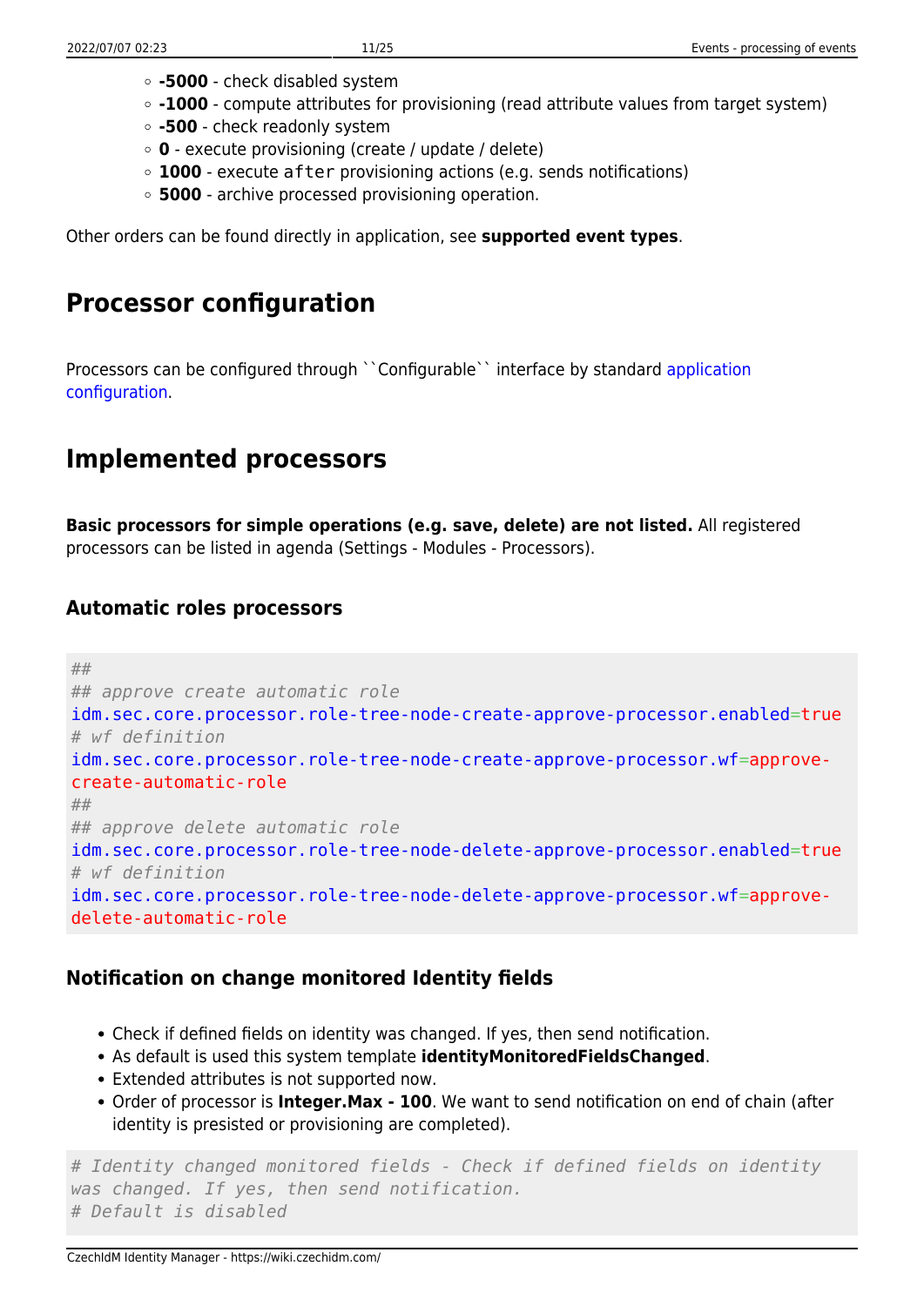- **-5000** - check disabled system
- **-1000** - compute attributes for provisioning (read attribute values from target system)
- **-500** - check readonly system
- **0** - execute provisioning (create / update / delete)
- **1000** - execute `after` provisioning actions (e.g. sends notifications)
- **5000** - archive processed provisioning operation.

Other orders can be found directly in application, see **supported event types**.

## Processor configuration

Processors can be configured through ``Configurable`` interface by standard application configuration.

## Implemented processors

**Basic processors for simple operations (e.g. save, delete) are not listed.** All registered processors can be listed in agenda (Settings - Modules - Processors).

### Automatic roles processors

```
##
## approve create automatic role
idm.sec.core.processor.role-tree-node-create-approve-processor.enabled=true
# wf definition
idm.sec.core.processor.role-tree-node-create-approve-processor.wf=approve-create-automatic-role
##
## approve delete automatic role
idm.sec.core.processor.role-tree-node-delete-approve-processor.enabled=true
# wf definition
idm.sec.core.processor.role-tree-node-delete-approve-processor.wf=approve-delete-automatic-role
```

### Notification on change monitored Identity fields

- Check if defined fields on identity was changed. If yes, then send notification.
- As default is used this system template **identityMonitoredFieldsChanged**.
- Extended attributes is not supported now.
- Order of processor is **Integer.Max - 100**. We want to send notification on end of chain (after identity is presisted or provisioning are completed).

```
# Identity changed monitored fields - Check if defined fields on identity was changed. If yes, then send notification.
# Default is disabled
```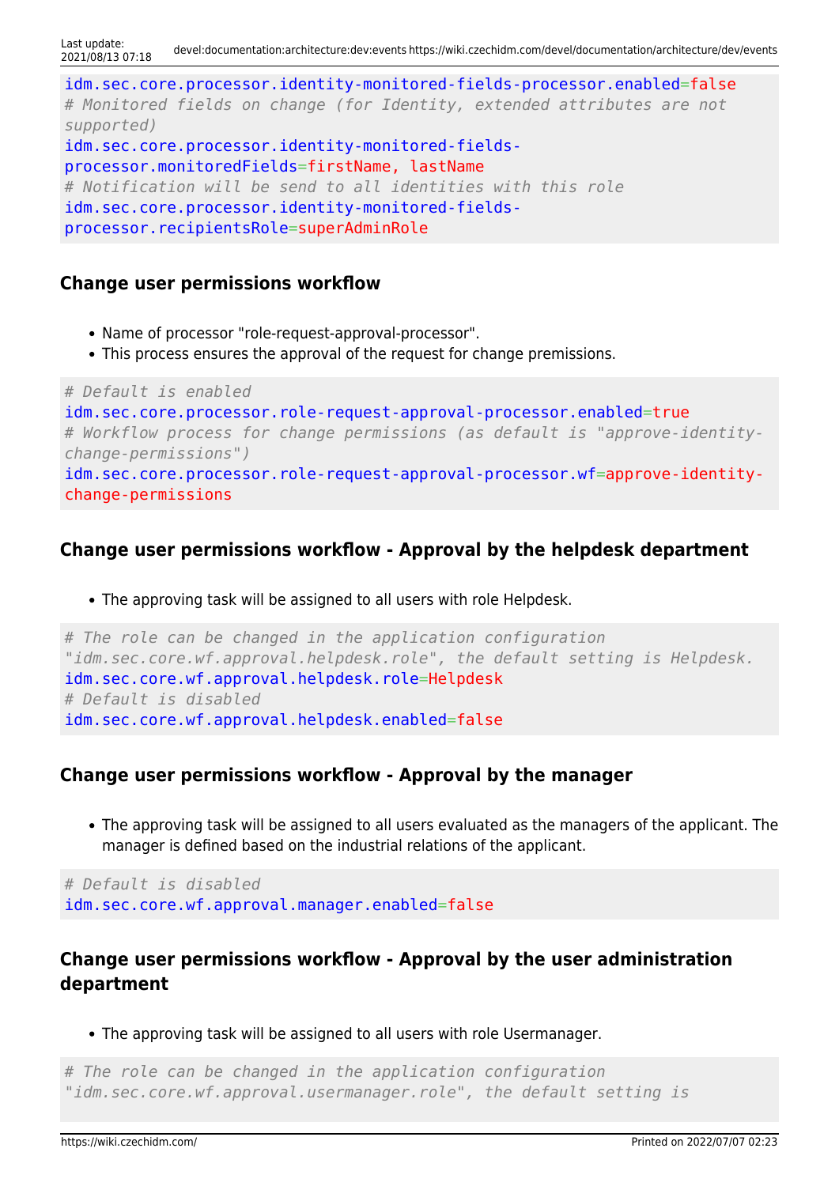```
idm.sec.core.processor.identity-monitored-fields-processor.enabled=false
# Monitored fields on change (for Identity, extended attributes are not supported)
idm.sec.core.processor.identity-monitored-fields-processor.monitoredFields=firstName, lastName
# Notification will be send to all identities with this role
idm.sec.core.processor.identity-monitored-fields-processor.recipientsRole=superAdminRole
```

### Change user permissions workflow

- Name of processor "role-request-approval-processor".
- This process ensures the approval of the request for change premissions.

```
# Default is enabled
idm.sec.core.processor.role-request-approval-processor.enabled=true
# Workflow process for change permissions (as default is "approve-identity-change-permissions")
idm.sec.core.processor.role-request-approval-processor.wf=approve-identity-change-permissions
```

### Change user permissions workflow - Approval by the helpdesk department

- The approving task will be assigned to all users with role Helpdesk.

```
# The role can be changed in the application configuration "idm.sec.core.wf.approval.helpdesk.role", the default setting is Helpdesk.
idm.sec.core.wf.approval.helpdesk.role=Helpdesk
# Default is disabled
idm.sec.core.wf.approval.helpdesk.enabled=false
```

### Change user permissions workflow - Approval by the manager

- The approving task will be assigned to all users evaluated as the managers of the applicant. The manager is defined based on the industrial relations of the applicant.

```
# Default is disabled
idm.sec.core.wf.approval.manager.enabled=false
```

### Change user permissions workflow - Approval by the user administration department

- The approving task will be assigned to all users with role Usermanager.

```
# The role can be changed in the application configuration "idm.sec.core.wf.approval.usermanager.role", the default setting is
```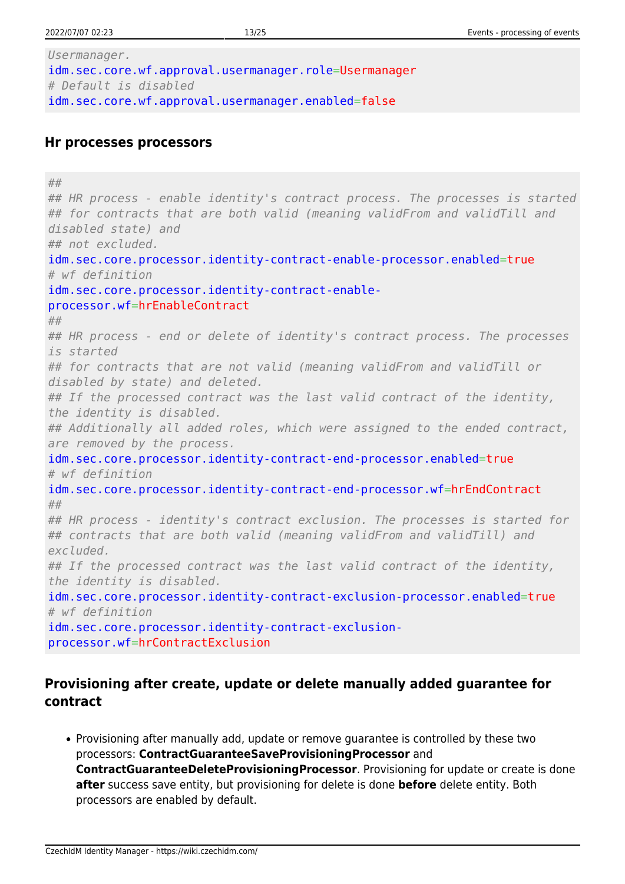```
Usermanager.
idm.sec.core.wf.approval.usermanager.role=Usermanager
# Default is disabled
idm.sec.core.wf.approval.usermanager.enabled=false
```

### Hr processes processors

```
##
## HR process - enable identity's contract process. The processes is started
## for contracts that are both valid (meaning validFrom and validTill and disabled state) and
## not excluded.
idm.sec.core.processor.identity-contract-enable-processor.enabled=true
# wf definition
idm.sec.core.processor.identity-contract-enable-processor.wf=hrEnableContract
##
## HR process - end or delete of identity's contract process. The processes is started
## for contracts that are not valid (meaning validFrom and validTill or disabled by state) and deleted.
## If the processed contract was the last valid contract of the identity, the identity is disabled.
## Additionally all added roles, which were assigned to the ended contract, are removed by the process.
idm.sec.core.processor.identity-contract-end-processor.enabled=true
# wf definition
idm.sec.core.processor.identity-contract-end-processor.wf=hrEndContract
##
## HR process - identity's contract exclusion. The processes is started for
## contracts that are both valid (meaning validFrom and validTill) and excluded.
## If the processed contract was the last valid contract of the identity, the identity is disabled.
idm.sec.core.processor.identity-contract-exclusion-processor.enabled=true
# wf definition
idm.sec.core.processor.identity-contract-exclusion-processor.wf=hrContractExclusion
```

### Provisioning after create, update or delete manually added guarantee for contract

- Provisioning after manually add, update or remove guarantee is controlled by these two processors: **ContractGuaranteeSaveProvisioningProcessor** and **ContractGuaranteeDeleteProvisioningProcessor**. Provisioning for update or create is done **after** success save entity, but provisioning for delete is done **before** delete entity. Both processors are enabled by default.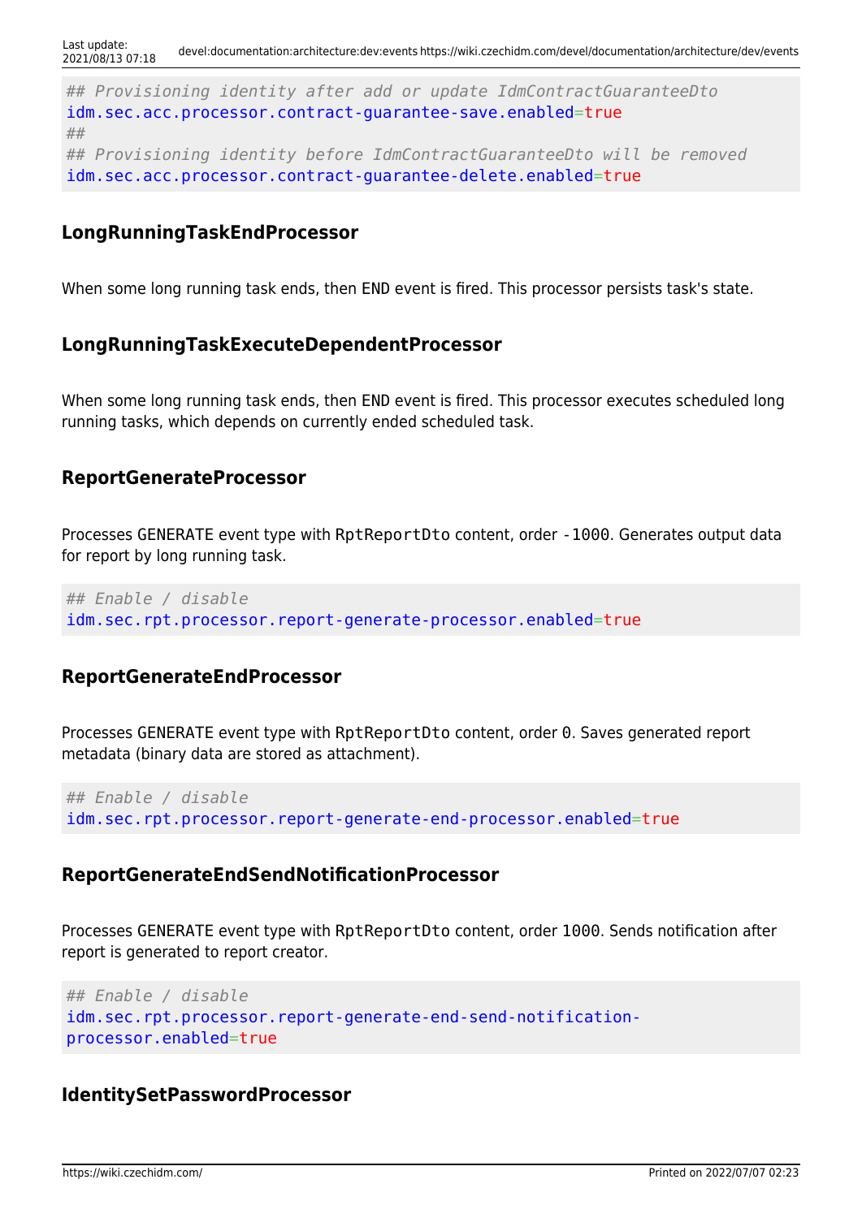```
## Provisioning identity after add or update IdmContractGuaranteeDto
idm.sec.acc.processor.contract-guarantee-save.enabled=true
##
## Provisioning identity before IdmContractGuaranteeDto will be removed
idm.sec.acc.processor.contract-guarantee-delete.enabled=true
```

### LongRunningTaskEndProcessor

When some long running task ends, then `END` event is fired. This processor persists task's state.

### LongRunningTaskExecuteDependentProcessor

When some long running task ends, then `END` event is fired. This processor executes scheduled long running tasks, which depends on currently ended scheduled task.

### ReportGenerateProcessor

Processes `GENERATE` event type with `RptReportDto` content, order `-1000`. Generates output data for report by long running task.

```
## Enable / disable
idm.sec.rpt.processor.report-generate-processor.enabled=true
```

### ReportGenerateEndProcessor

Processes `GENERATE` event type with `RptReportDto` content, order `0`. Saves generated report metadata (binary data are stored as attachment).

```
## Enable / disable
idm.sec.rpt.processor.report-generate-end-processor.enabled=true
```

### ReportGenerateEndSendNotificationProcessor

Processes `GENERATE` event type with `RptReportDto` content, order `1000`. Sends notification after report is generated to report creator.

```
## Enable / disable
idm.sec.rpt.processor.report-generate-end-send-notification-processor.enabled=true
```

### IdentitySetPasswordProcessor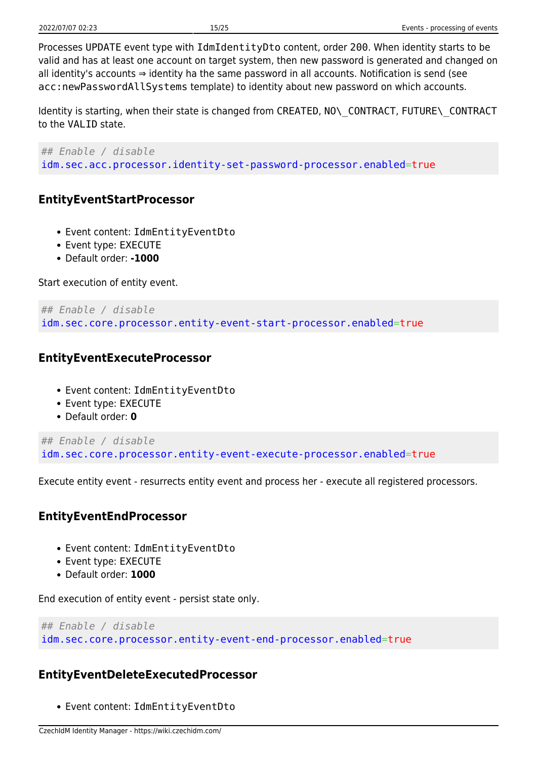Processes `UPDATE` event type with `IdmIdentityDto` content, order `200`. When identity starts to be valid and has at least one account on target system, then new password is generated and changed on all identity's accounts ⇒ identity ha the same password in all accounts. Notification is send (see `acc:newPasswordAllSystems` template) to identity about new password on which accounts.

Identity is starting, when their state is changed from `CREATED`, `NO\_CONTRACT`, `FUTURE\_CONTRACT` to the `VALID` state.

```
## Enable / disable
idm.sec.acc.processor.identity-set-password-processor.enabled=true
```

### EntityEventStartProcessor

- Event content: `IdmEntityEventDto`
- Event type: `EXECUTE`
- Default order: **-1000**

Start execution of entity event.

```
## Enable / disable
idm.sec.core.processor.entity-event-start-processor.enabled=true
```

### EntityEventExecuteProcessor

- Event content: `IdmEntityEventDto`
- Event type: `EXECUTE`
- Default order: **0**

```
## Enable / disable
idm.sec.core.processor.entity-event-execute-processor.enabled=true
```

Execute entity event - resurrects entity event and process her - execute all registered processors.

### EntityEventEndProcessor

- Event content: `IdmEntityEventDto`
- Event type: `EXECUTE`
- Default order: **1000**

End execution of entity event - persist state only.

```
## Enable / disable
idm.sec.core.processor.entity-event-end-processor.enabled=true
```

### EntityEventDeleteExecutedProcessor

- Event content: `IdmEntityEventDto`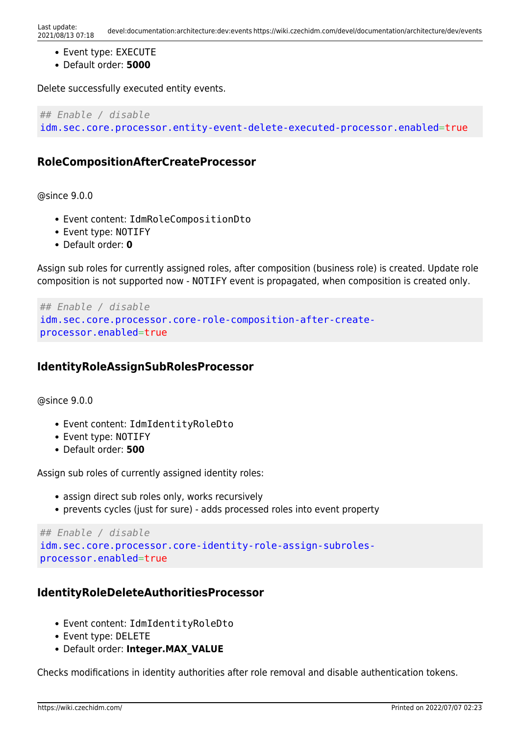- Event type: EXECUTE
- Default order: **5000**

Delete successfully executed entity events.

```
## Enable / disable
idm.sec.core.processor.entity-event-delete-executed-processor.enabled=true
```

### RoleCompositionAfterCreateProcessor

@since 9.0.0

- Event content: IdmRoleCompositionDto
- Event type: NOTIFY
- Default order: **0**

Assign sub roles for currently assigned roles, after composition (business role) is created. Update role composition is not supported now - NOTIFY event is propagated, when composition is created only.

```
## Enable / disable
idm.sec.core.processor.core-role-composition-after-create-processor.enabled=true
```

### IdentityRoleAssignSubRolesProcessor

@since 9.0.0

- Event content: IdmIdentityRoleDto
- Event type: NOTIFY
- Default order: **500**

Assign sub roles of currently assigned identity roles:

- assign direct sub roles only, works recursively
- prevents cycles (just for sure) - adds processed roles into event property

```
## Enable / disable
idm.sec.core.processor.core-identity-role-assign-subroles-processor.enabled=true
```

### IdentityRoleDeleteAuthoritiesProcessor

- Event content: IdmIdentityRoleDto
- Event type: DELETE
- Default order: **Integer.MAX_VALUE**

Checks modifications in identity authorities after role removal and disable authentication tokens.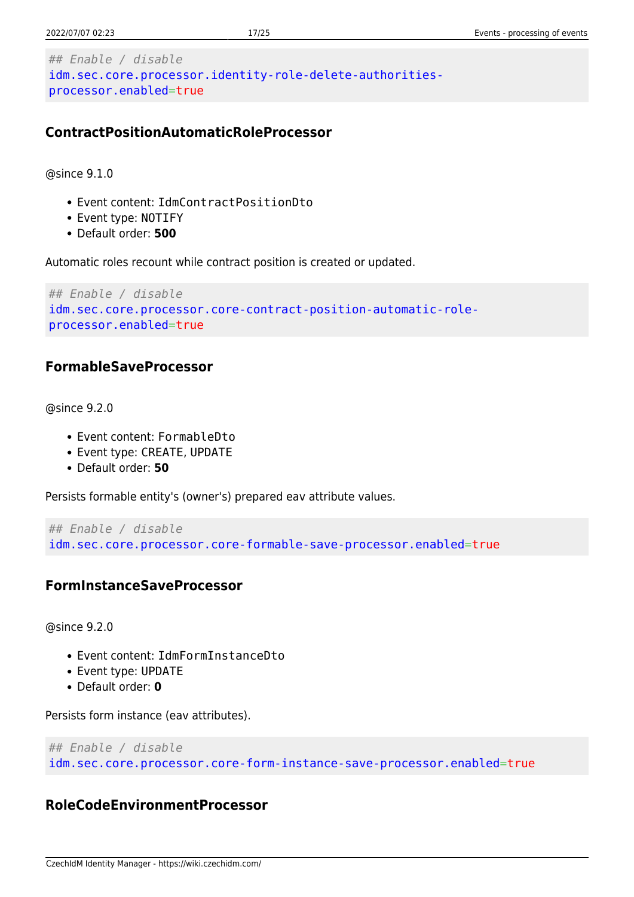```
## Enable / disable
idm.sec.core.processor.identity-role-delete-authorities-processor.enabled=true
```

### ContractPositionAutomaticRoleProcessor

@since 9.1.0

- Event content: `IdmContractPositionDto`
- Event type: `NOTIFY`
- Default order: **500**

Automatic roles recount while contract position is created or updated.

```
## Enable / disable
idm.sec.core.processor.core-contract-position-automatic-role-processor.enabled=true
```

### FormableSaveProcessor

@since 9.2.0

- Event content: `FormableDto`
- Event type: `CREATE`, `UPDATE`
- Default order: **50**

Persists formable entity's (owner's) prepared eav attribute values.

```
## Enable / disable
idm.sec.core.processor.core-formable-save-processor.enabled=true
```

### FormInstanceSaveProcessor

@since 9.2.0

- Event content: `IdmFormInstanceDto`
- Event type: `UPDATE`
- Default order: **0**

Persists form instance (eav attributes).

```
## Enable / disable
idm.sec.core.processor.core-form-instance-save-processor.enabled=true
```

### RoleCodeEnvironmentProcessor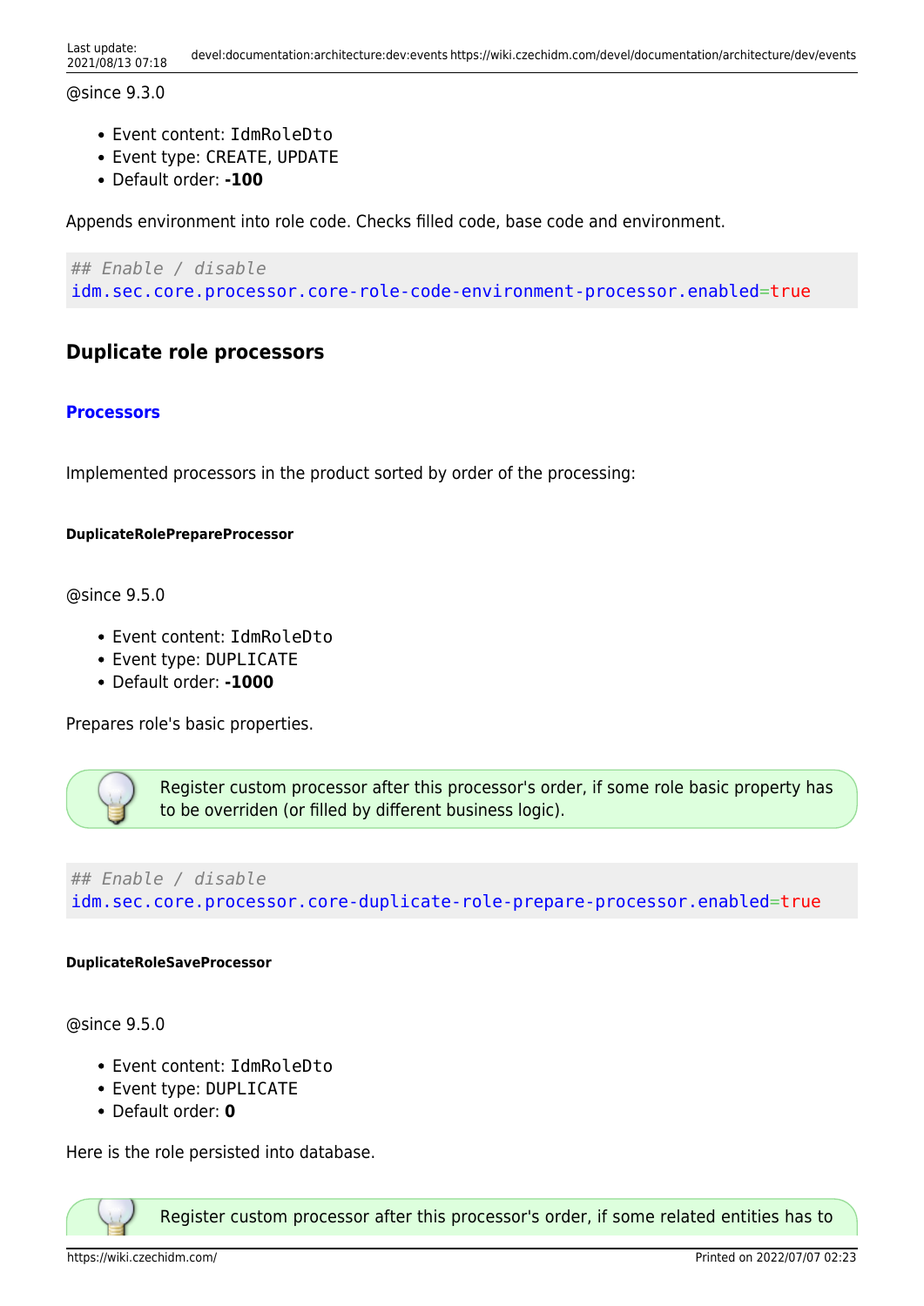@since 9.3.0

- Event content: IdmRoleDto
- Event type: CREATE, UPDATE
- Default order: **-100**

Appends environment into role code. Checks filled code, base code and environment.

```
## Enable / disable
idm.sec.core.processor.core-role-code-environment-processor.enabled=true
```

## Duplicate role processors

### Processors

Implemented processors in the product sorted by order of the processing:

##### DuplicateRolePrepareProcessor

@since 9.5.0

- Event content: IdmRoleDto
- Event type: DUPLICATE
- Default order: **-1000**

Prepares role's basic properties.

Register custom processor after this processor's order, if some role basic property has to be overriden (or filled by different business logic).

```
## Enable / disable
idm.sec.core.processor.core-duplicate-role-prepare-processor.enabled=true
```

##### DuplicateRoleSaveProcessor

@since 9.5.0

- Event content: IdmRoleDto
- Event type: DUPLICATE
- Default order: **0**

Here is the role persisted into database.

Register custom processor after this processor's order, if some related entities has to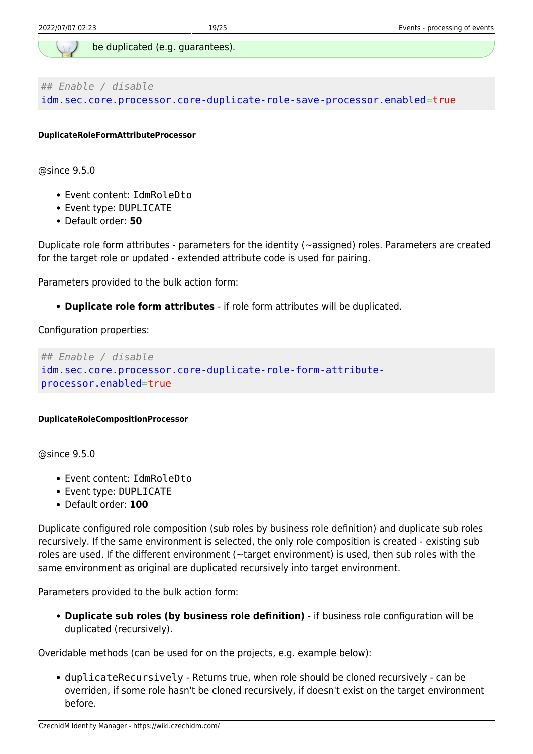be duplicated (e.g. guarantees).

```
## Enable / disable
idm.sec.core.processor.core-duplicate-role-save-processor.enabled=true
```

##### DuplicateRoleFormAttributeProcessor

@since 9.5.0

- Event content: `IdmRoleDto`
- Event type: `DUPLICATE`
- Default order: **50**

Duplicate role form attributes - parameters for the identity (~assigned) roles. Parameters are created for the target role or updated - extended attribute code is used for pairing.

Parameters provided to the bulk action form:

- **Duplicate role form attributes** - if role form attributes will be duplicated.

Configuration properties:

```
## Enable / disable
idm.sec.core.processor.core-duplicate-role-form-attribute-processor.enabled=true
```

##### DuplicateRoleCompositionProcessor

@since 9.5.0

- Event content: `IdmRoleDto`
- Event type: `DUPLICATE`
- Default order: **100**

Duplicate configured role composition (sub roles by business role definition) and duplicate sub roles recursively. If the same environment is selected, the only role composition is created - existing sub roles are used. If the different environment (~target environment) is used, then sub roles with the same environment as original are duplicated recursively into target environment.

Parameters provided to the bulk action form:

- **Duplicate sub roles (by business role definition)** - if business role configuration will be duplicated (recursively).

Overidable methods (can be used for on the projects, e.g. example below):

- `duplicateRecursively` - Returns true, when role should be cloned recursively - can be overriden, if some role hasn't be cloned recursively, if doesn't exist on the target environment before.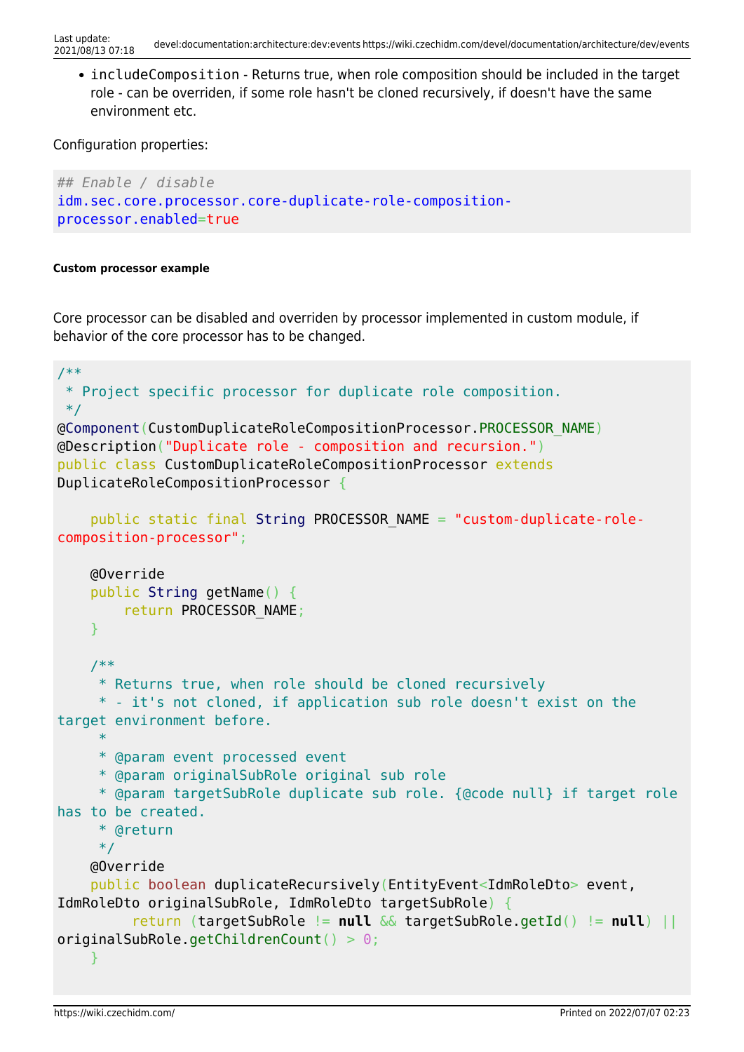- `includeComposition` - Returns true, when role composition should be included in the target role - can be overriden, if some role hasn't be cloned recursively, if doesn't have the same environment etc.

Configuration properties:

```
## Enable / disable
idm.sec.core.processor.core-duplicate-role-composition-processor.enabled=true
```

##### Custom processor example

Core processor can be disabled and overriden by processor implemented in custom module, if behavior of the core processor has to be changed.

```java
/**
 * Project specific processor for duplicate role composition.
 */
@Component(CustomDuplicateRoleCompositionProcessor.PROCESSOR_NAME)
@Description("Duplicate role - composition and recursion.")
public class CustomDuplicateRoleCompositionProcessor extends DuplicateRoleCompositionProcessor {

    public static final String PROCESSOR_NAME = "custom-duplicate-role-composition-processor";

    @Override
    public String getName() {
        return PROCESSOR_NAME;
    }

    /**
     * Returns true, when role should be cloned recursively
     * - it's not cloned, if application sub role doesn't exist on the target environment before.
     *
     * @param event processed event
     * @param originalSubRole original sub role
     * @param targetSubRole duplicate sub role. {@code null} if target role has to be created.
     * @return
     */
    @Override
    public boolean duplicateRecursively(EntityEvent<IdmRoleDto> event, IdmRoleDto originalSubRole, IdmRoleDto targetSubRole) {
         return (targetSubRole != null && targetSubRole.getId() != null) || originalSubRole.getChildrenCount() > 0;
    }
```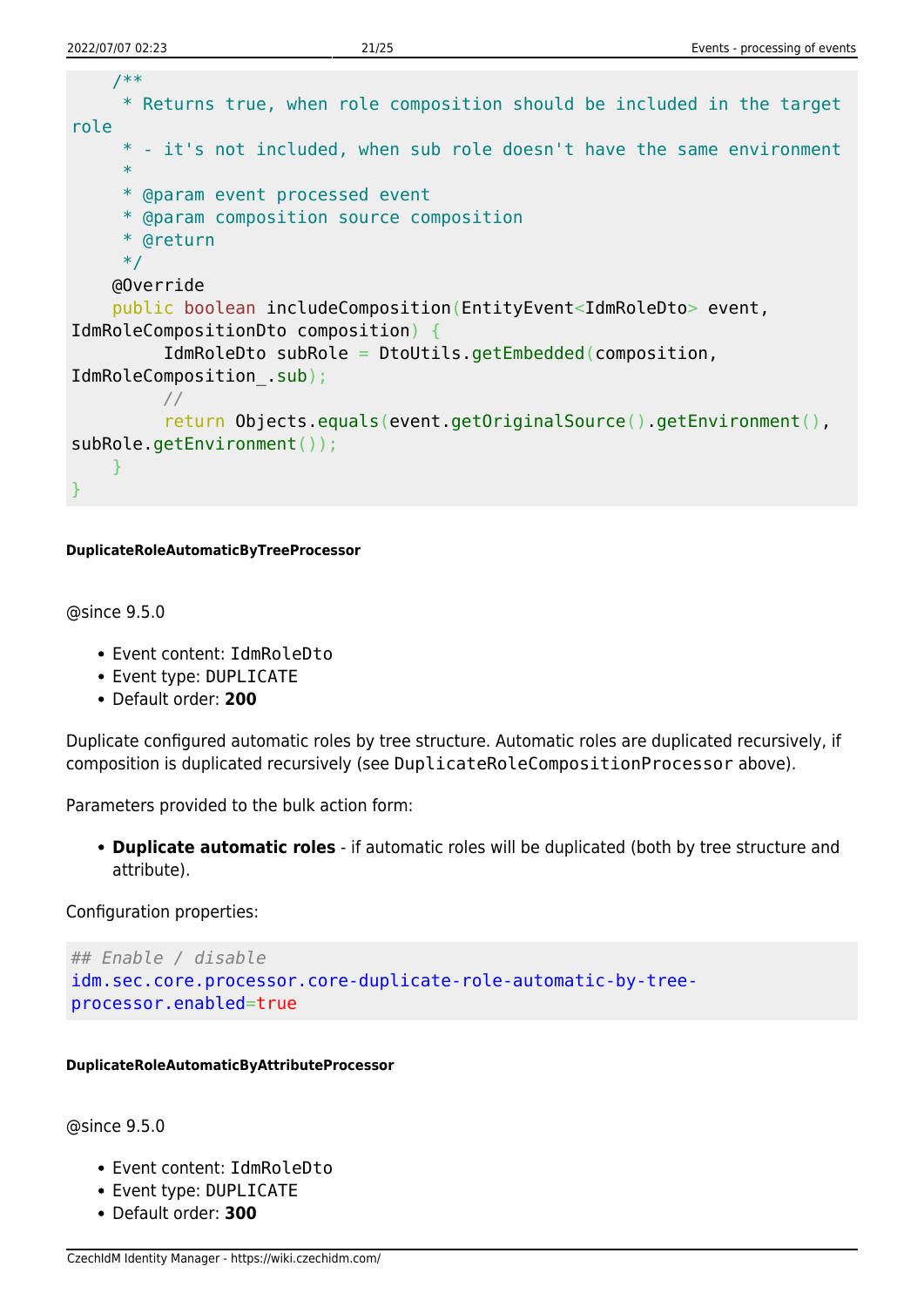```java
    /**
     * Returns true, when role composition should be included in the target role
     * - it's not included, when sub role doesn't have the same environment
     *
     * @param event processed event
     * @param composition source composition
     * @return
     */
    @Override
    public boolean includeComposition(EntityEvent<IdmRoleDto> event, IdmRoleCompositionDto composition) {
        IdmRoleDto subRole = DtoUtils.getEmbedded(composition, IdmRoleComposition_.sub);
        //
        return Objects.equals(event.getOriginalSource().getEnvironment(), subRole.getEnvironment());
    }
}
```

##### DuplicateRoleAutomaticByTreeProcessor

@since 9.5.0

- Event content: `IdmRoleDto`
- Event type: `DUPLICATE`
- Default order: **200**

Duplicate configured automatic roles by tree structure. Automatic roles are duplicated recursively, if composition is duplicated recursively (see `DuplicateRoleCompositionProcessor` above).

Parameters provided to the bulk action form:

- **Duplicate automatic roles** - if automatic roles will be duplicated (both by tree structure and attribute).

Configuration properties:

```
## Enable / disable
idm.sec.core.processor.core-duplicate-role-automatic-by-tree-processor.enabled=true
```

##### DuplicateRoleAutomaticByAttributeProcessor

@since 9.5.0

- Event content: `IdmRoleDto`
- Event type: `DUPLICATE`
- Default order: **300**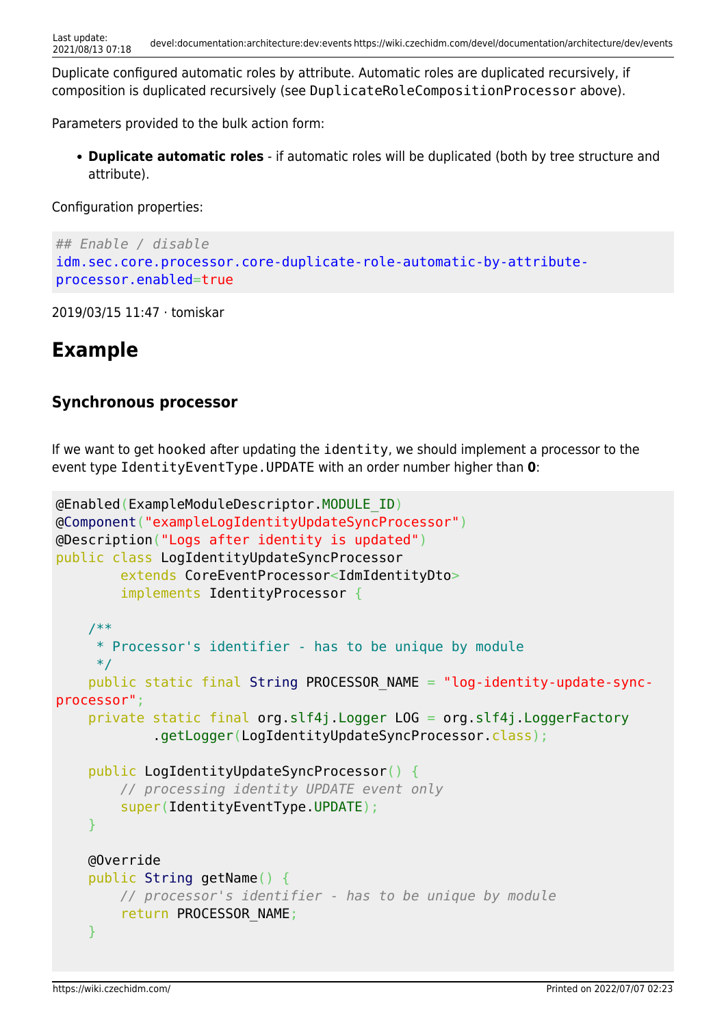Duplicate configured automatic roles by attribute. Automatic roles are duplicated recursively, if composition is duplicated recursively (see `DuplicateRoleCompositionProcessor` above).

Parameters provided to the bulk action form:

- **Duplicate automatic roles** - if automatic roles will be duplicated (both by tree structure and attribute).

Configuration properties:

```
## Enable / disable
idm.sec.core.processor.core-duplicate-role-automatic-by-attribute-processor.enabled=true
```

2019/03/15 11:47 · tomiskar

# Example

### Synchronous processor

If we want to get hooked after updating the `identity`, we should implement a processor to the event type `IdentityEventType.UPDATE` with an order number higher than **0**:

```java
@Enabled(ExampleModuleDescriptor.MODULE_ID)
@Component("exampleLogIdentityUpdateSyncProcessor")
@Description("Logs after identity is updated")
public class LogIdentityUpdateSyncProcessor
        extends CoreEventProcessor<IdmIdentityDto>
        implements IdentityProcessor {

    /**
     * Processor's identifier - has to be unique by module
     */
    public static final String PROCESSOR_NAME = "log-identity-update-sync-processor";
    private static final org.slf4j.Logger LOG = org.slf4j.LoggerFactory
            .getLogger(LogIdentityUpdateSyncProcessor.class);

    public LogIdentityUpdateSyncProcessor() {
        // processing identity UPDATE event only
        super(IdentityEventType.UPDATE);
    }

    @Override
    public String getName() {
        // processor's identifier - has to be unique by module
        return PROCESSOR_NAME;
    }
```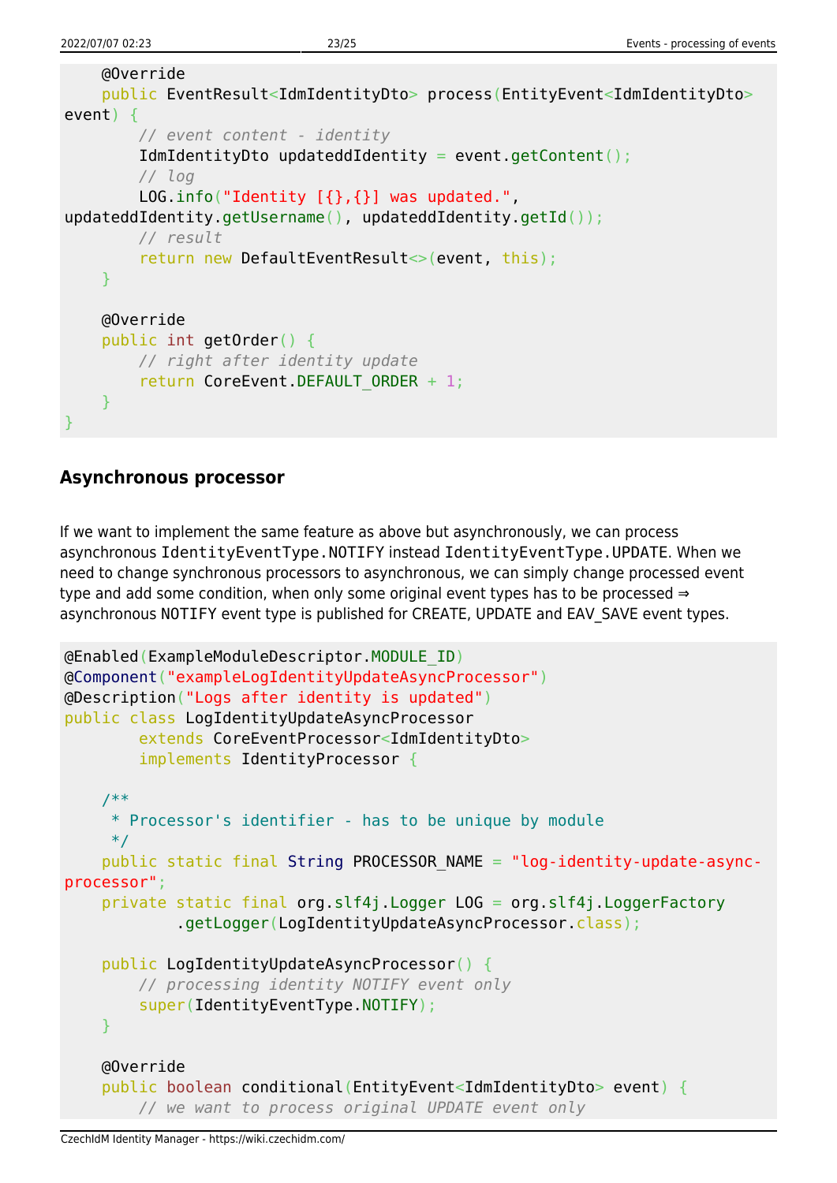```
    @Override
    public EventResult<IdmIdentityDto> process(EntityEvent<IdmIdentityDto>
event) {
        // event content - identity
        IdmIdentityDto updateddIdentity = event.getContent();
        // log
        LOG.info("Identity [{},{}] was updated.",
updateddIdentity.getUsername(), updateddIdentity.getId());
        // result
        return new DefaultEventResult<>(event, this);
    }

    @Override
    public int getOrder() {
        // right after identity update
        return CoreEvent.DEFAULT_ORDER + 1;
    }
}
```

### Asynchronous processor

If we want to implement the same feature as above but asynchronously, we can process asynchronous `IdentityEventType.NOTIFY` instead `IdentityEventType.UPDATE`. When we need to change synchronous processors to asynchronous, we can simply change processed event type and add some condition, when only some original event types has to be processed ⇒ asynchronous NOTIFY event type is published for CREATE, UPDATE and EAV_SAVE event types.

```
@Enabled(ExampleModuleDescriptor.MODULE_ID)
@Component("exampleLogIdentityUpdateAsyncProcessor")
@Description("Logs after identity is updated")
public class LogIdentityUpdateAsyncProcessor
        extends CoreEventProcessor<IdmIdentityDto>
        implements IdentityProcessor {

    /**
     * Processor's identifier - has to be unique by module
     */
    public static final String PROCESSOR_NAME = "log-identity-update-async-
processor";
    private static final org.slf4j.Logger LOG = org.slf4j.LoggerFactory
            .getLogger(LogIdentityUpdateAsyncProcessor.class);

    public LogIdentityUpdateAsyncProcessor() {
        // processing identity NOTIFY event only
        super(IdentityEventType.NOTIFY);
    }

    @Override
    public boolean conditional(EntityEvent<IdmIdentityDto> event) {
        // we want to process original UPDATE event only
```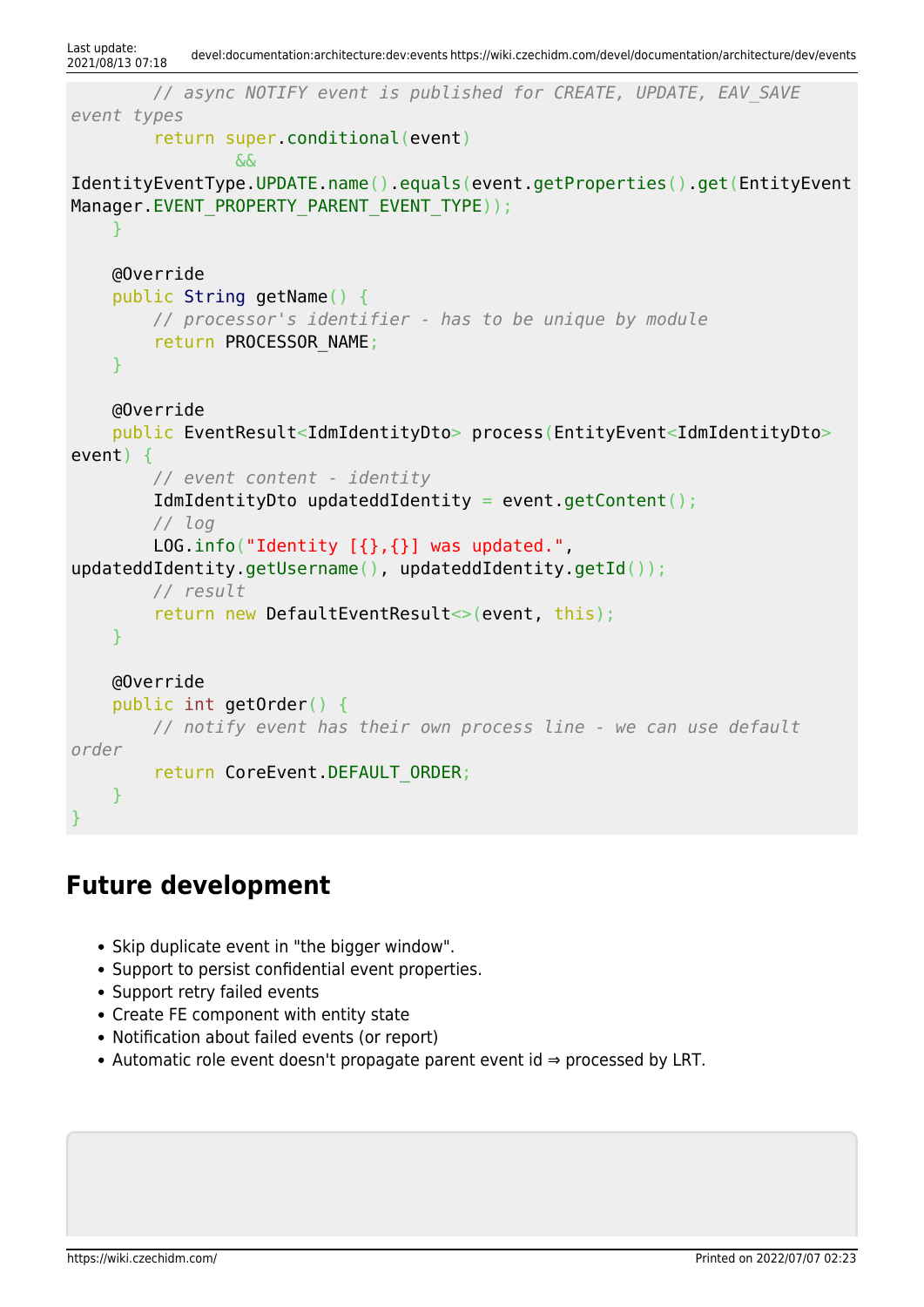```
        // async NOTIFY event is published for CREATE, UPDATE, EAV_SAVE
event types
        return super.conditional(event)
                &&
IdentityEventType.UPDATE.name().equals(event.getProperties().get(EntityEvent
Manager.EVENT_PROPERTY_PARENT_EVENT_TYPE));
    }

    @Override
    public String getName() {
        // processor's identifier - has to be unique by module
        return PROCESSOR_NAME;
    }

    @Override
    public EventResult<IdmIdentityDto> process(EntityEvent<IdmIdentityDto>
event) {
        // event content - identity
        IdmIdentityDto updateddIdentity = event.getContent();
        // log
        LOG.info("Identity [{},{}] was updated.",
updateddIdentity.getUsername(), updateddIdentity.getId());
        // result
        return new DefaultEventResult<>(event, this);
    }

    @Override
    public int getOrder() {
        // notify event has their own process line - we can use default
order
        return CoreEvent.DEFAULT_ORDER;
    }
}
```

## Future development

- Skip duplicate event in "the bigger window".
- Support to persist confidential event properties.
- Support retry failed events
- Create FE component with entity state
- Notification about failed events (or report)
- Automatic role event doesn't propagate parent event id ⇒ processed by LRT.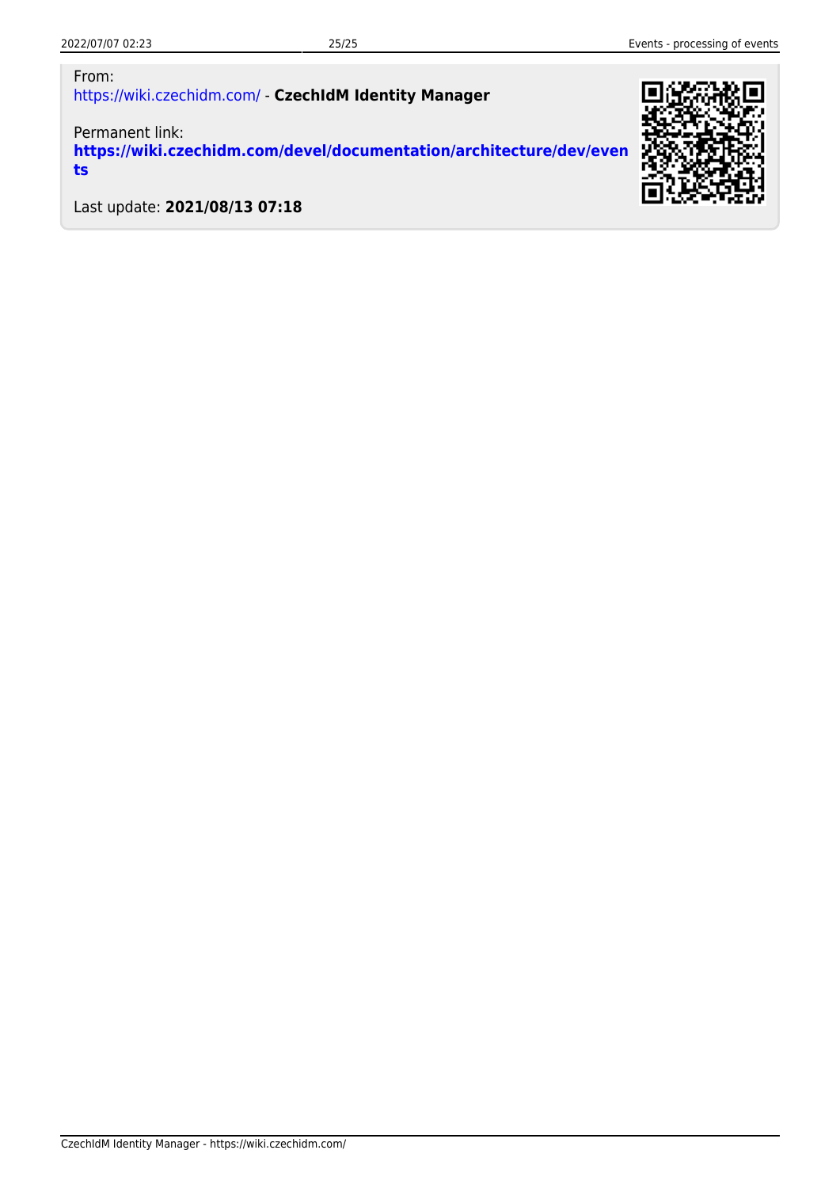From:
https://wiki.czechidm.com/ - **CzechIdM Identity Manager**

Permanent link:
**https://wiki.czechidm.com/devel/documentation/architecture/dev/events**

Last update: **2021/08/13 07:18**